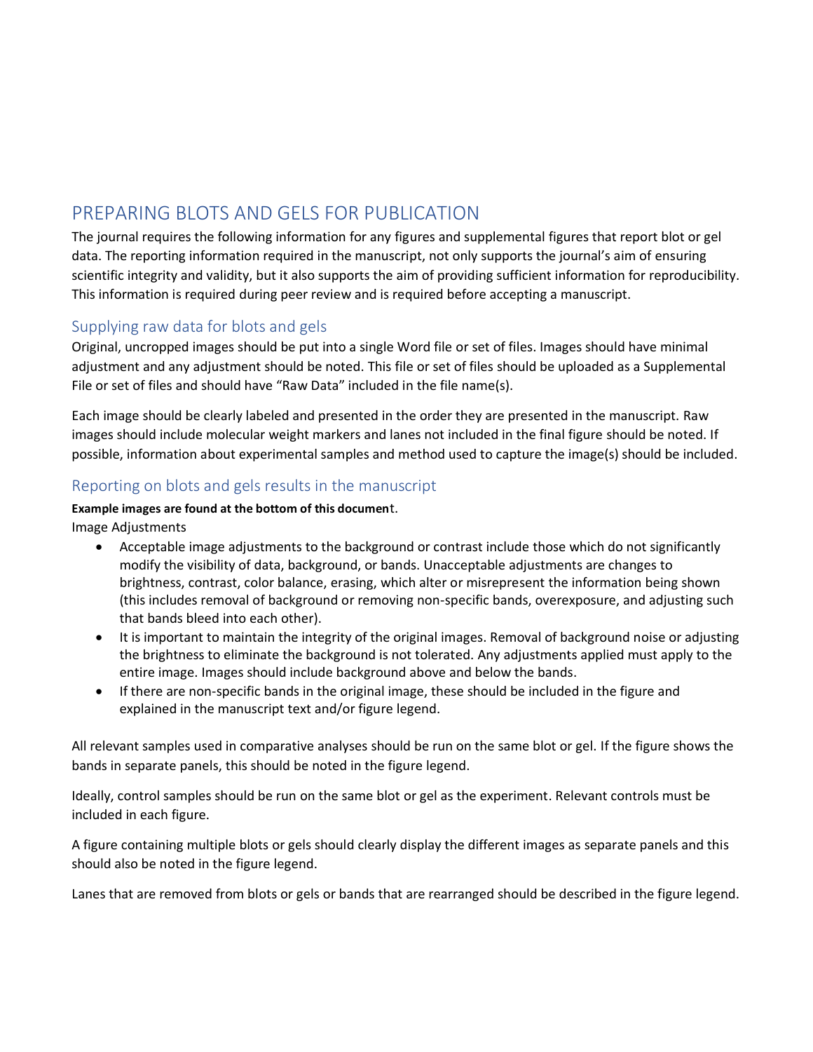# PREPARING BLOTS AND GELS FOR PUBLICATION

The journal requires the following information for any figures and supplemental figures that report blot or gel data. The reporting information required in the manuscript, not only supports the journal's aim of ensuring scientific integrity and validity, but it also supports the aim of providing sufficient information for reproducibility. This information is required during peer review and is required before accepting a manuscript.

## Supplying raw data for blots and gels

Original, uncropped images should be put into a single Word file or set of files. Images should have minimal adjustment and any adjustment should be noted. This file or set of files should be uploaded as a Supplemental File or set of files and should have "Raw Data" included in the file name(s).

Each image should be clearly labeled and presented in the order they are presented in the manuscript. Raw images should include molecular weight markers and lanes not included in the final figure should be noted. If possible, information about experimental samples and method used to capture the image(s) should be included.

## Reporting on blots and gels results in the manuscript

**Example images are found at the bottom of this document**.

Image Adjustments

- Acceptable image adjustments to the background or contrast include those which do not significantly modify the visibility of data, background, or bands. Unacceptable adjustments are changes to brightness, contrast, color balance, erasing, which alter or misrepresent the information being shown (this includes removal of background or removing non-specific bands, overexposure, and adjusting such that bands bleed into each other).
- It is important to maintain the integrity of the original images. Removal of background noise or adjusting the brightness to eliminate the background is not tolerated. Any adjustments applied must apply to the entire image. Images should include background above and below the bands.
- If there are non-specific bands in the original image, these should be included in the figure and explained in the manuscript text and/or figure legend.

All relevant samples used in comparative analyses should be run on the same blot or gel. If the figure shows the bands in separate panels, this should be noted in the figure legend.

Ideally, control samples should be run on the same blot or gel as the experiment. Relevant controls must be included in each figure.

A figure containing multiple blots or gels should clearly display the different images as separate panels and this should also be noted in the figure legend.

Lanes that are removed from blots or gels or bands that are rearranged should be described in the figure legend.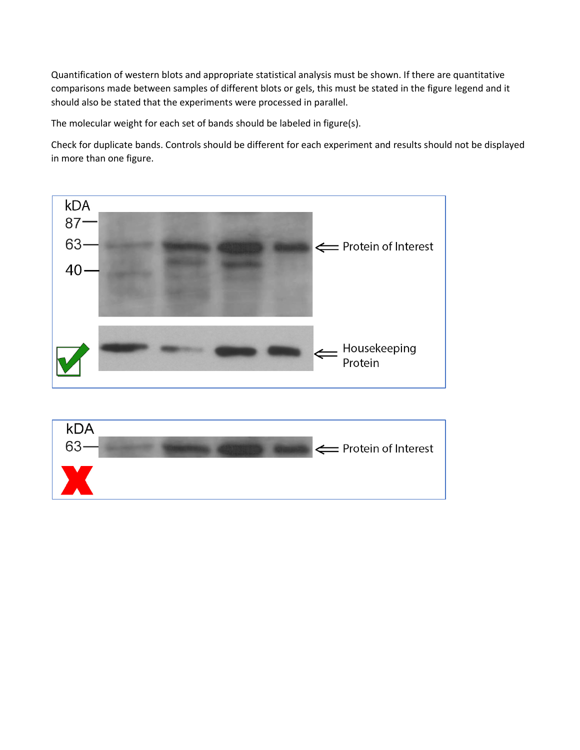Quantification of western blots and appropriate statistical analysis must be shown. If there are quantitative comparisons made between samples of different blots or gels, this must be stated in the figure legend and it should also be stated that the experiments were processed in parallel.

The molecular weight for each set of bands should be labeled in figure(s).

Check for duplicate bands. Controls should be different for each experiment and results should not be displayed in more than one figure.

kDA
87
63
40
Protein of Interest
Housekeeping Protein

kDA
63
Protein of Interest